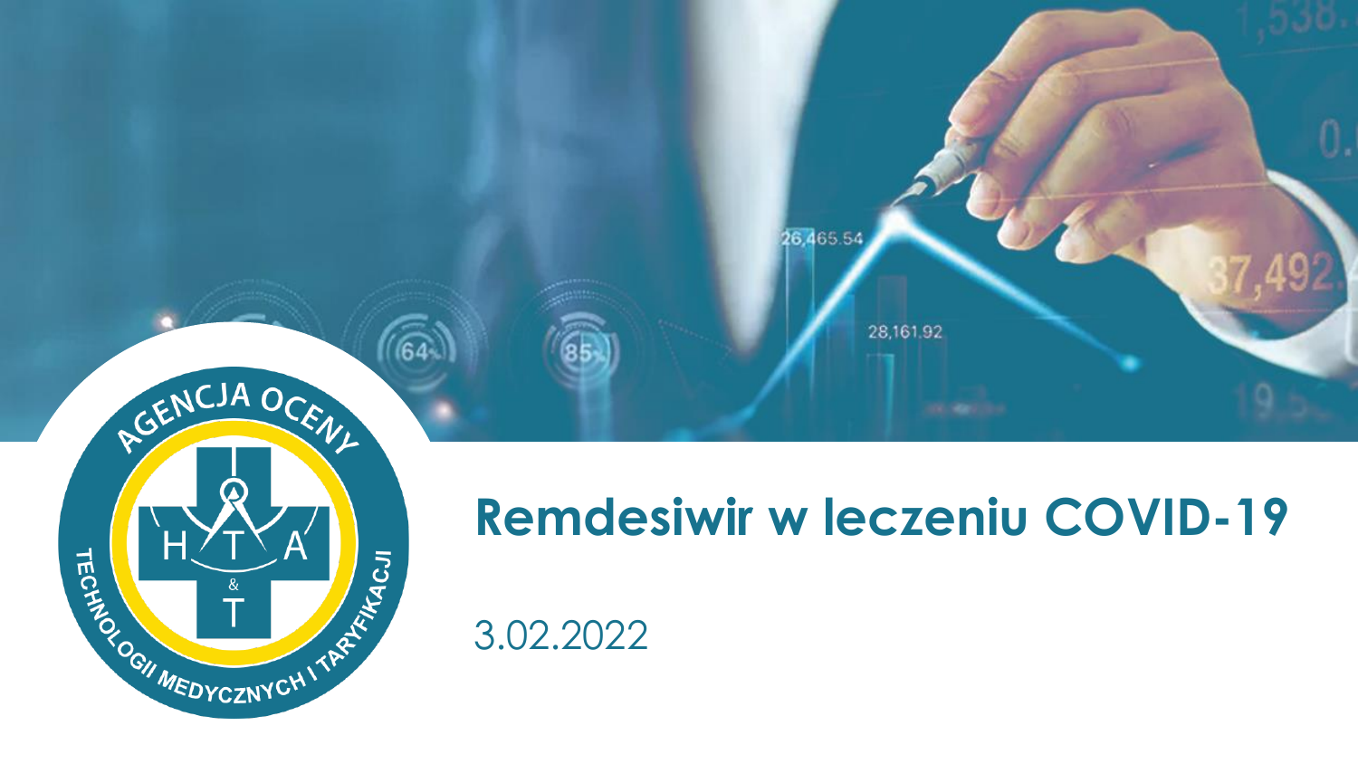# Remdesiwir w leczeniu COVID-19

3.02.2022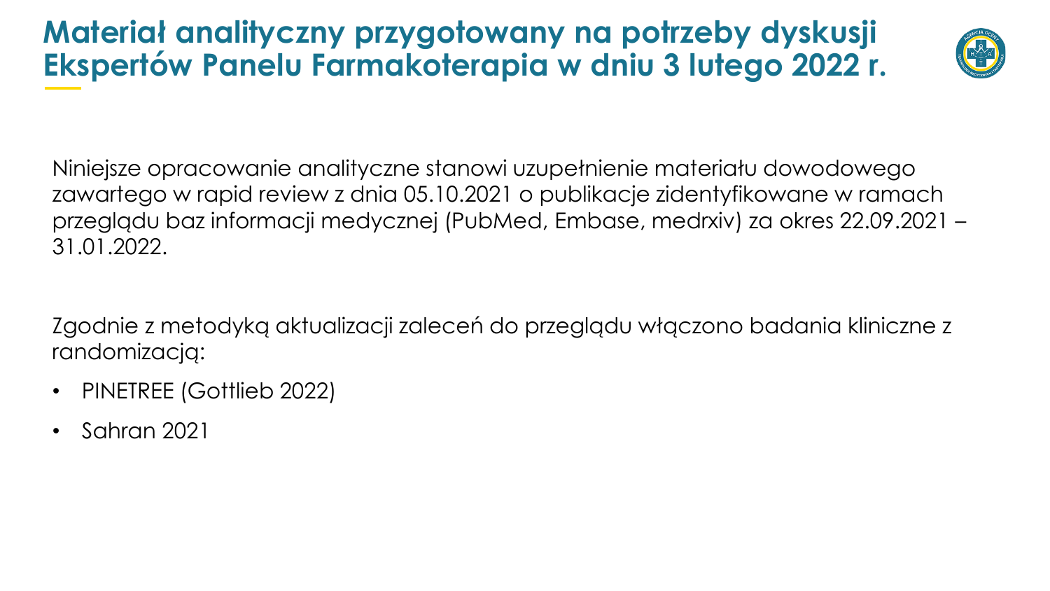# Materiał analityczny przygotowany na potrzeby dyskusji Ekspertów Panelu Farmakoterapia w dniu 3 lutego 2022 r.

Niniejsze opracowanie analityczne stanowi uzupełnienie materiału dowodowego zawartego w rapid review z dnia 05.10.2021 o publikacje zidentyfikowane w ramach przeglądu baz informacji medycznej (PubMed, Embase, medrxiv) za okres 22.09.2021 – 31.01.2022.

Zgodnie z metodyką aktualizacji zaleceń do przeglądu włączono badania kliniczne z randomizacją:

- PINETREE (Gottlieb 2022)
- Sahran 2021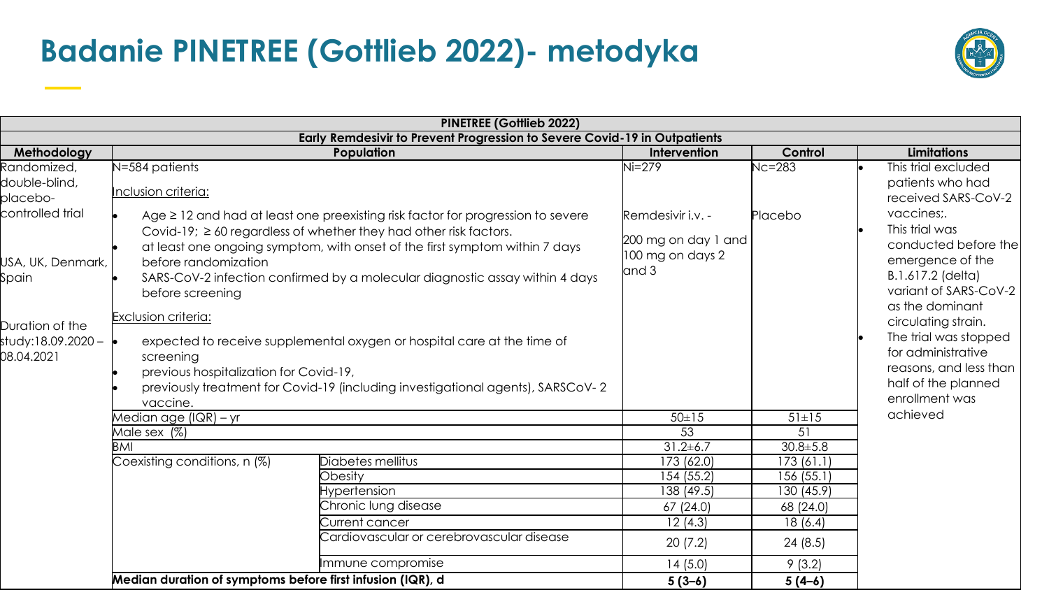# Badanie PINETREE (Gottlieb 2022)- metodyka

| PINETREE (Gottlieb 2022) | | | | | |
|---|---|---|---|---|---|
| **Early Remdesivir to Prevent Progression to Severe Covid-19 in Outpatients** | | | | | |
| **Methodology** | **Population** | | **Intervention** | **Control** | **Limitations** |
| Randomized, double-blind, placebo-controlled trial<br><br>USA, UK, Denmark, Spain<br><br>Duration of the study:18.09.2020 – 08.04.2021 | N=584 patients<br><br>Inclusion criteria:<br>• Age ≥ 12 and had at least one preexisting risk factor for progression to severe Covid-19; ≥ 60 regardless of whether they had other risk factors.<br>• at least one ongoing symptom, with onset of the first symptom within 7 days before randomization<br>• SARS-CoV-2 infection confirmed by a molecular diagnostic assay within 4 days before screening<br><br>Exclusion criteria:<br>• expected to receive supplemental oxygen or hospital care at the time of screening<br>• previous hospitalization for Covid-19,<br>• previously treatment for Covid-19 (including investigational agents), SARSCoV- 2 vaccine. | | Ni=279<br><br>Remdesivir i.v. -<br><br>200 mg on day 1 and 100 mg on days 2 and 3 | Nc=283<br><br>Placebo | • This trial excluded patients who had received SARS-CoV-2 vaccines;.<br>• This trial was conducted before the emergence of the B.1.617.2 (delta) variant of SARS-CoV-2 as the dominant circulating strain.<br>• The trial was stopped for administrative reasons, and less than half of the planned enrollment was achieved |
| | Median age (IQR) – yr | | 50±15 | 51±15 | |
| | Male sex (%) | | 53 | 51 | |
| | BMI | | 31.2±6.7 | 30.8±5.8 | |
| | Coexisting conditions, n (%) | Diabetes mellitus | 173 (62.0) | 173 (61.1) | |
| | | Obesity | 154 (55.2) | 156 (55.1) | |
| | | Hypertension | 138 (49.5) | 130 (45.9) | |
| | | Chronic lung disease | 67 (24.0) | 68 (24.0) | |
| | | Current cancer | 12 (4.3) | 18 (6.4) | |
| | | Cardiovascular or cerebrovascular disease | 20 (7.2) | 24 (8.5) | |
| | | Immune compromise | 14 (5.0) | 9 (3.2) | |
| | **Median duration of symptoms before first infusion (IQR), d** | | **5 (3–6)** | **5 (4–6)** | |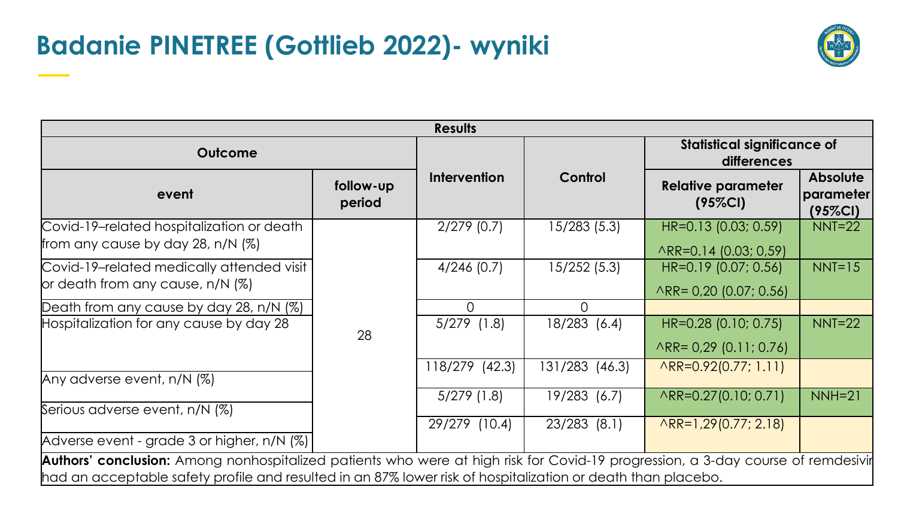# Badanie PINETREE (Gottlieb 2022)- wyniki

| Results | | | | | |
|---|---|---|---|---|---|
| **Outcome** | | **Intervention** | **Control** | **Statistical significance of differences** | |
| **event** | **follow-up period** | | | **Relative parameter (95%CI)** | **Absolute parameter (95%CI)** |
| Covid-19–related hospitalization or death from any cause by day 28, n/N (%) | 28 | 2/279 (0.7) | 15/283 (5.3) | HR=0.13 (0.03; 0.59) ^RR=0.14 (0.03; 0,59) | NNT=22 |
| Covid-19–related medically attended visit or death from any cause, n/N (%) | | 4/246 (0.7) | 15/252 (5.3) | HR=0.19 (0.07; 0.56) ^RR= 0,20 (0.07; 0.56) | NNT=15 |
| Death from any cause by day 28, n/N (%) | | 0 | 0 | | |
| Hospitalization for any cause by day 28 | | 5/279 (1.8) | 18/283 (6.4) | HR=0.28 (0.10; 0.75) ^RR= 0,29 (0.11; 0.76) | NNT=22 |
| Any adverse event, n/N (%) | | 118/279 (42.3) | 131/283 (46.3) | ^RR=0.92(0.77; 1.11) | |
| Serious adverse event, n/N (%) | | 5/279 (1.8) | 19/283 (6.7) | ^RR=0.27(0.10; 0.71) | NNH=21 |
| Adverse event - grade 3 or higher, n/N (%) | | 29/279 (10.4) | 23/283 (8.1) | ^RR=1,29(0.77; 2.18) | |

**Authors' conclusion:** Among nonhospitalized patients who were at high risk for Covid-19 progression, a 3-day course of remdesivir had an acceptable safety profile and resulted in an 87% lower risk of hospitalization or death than placebo.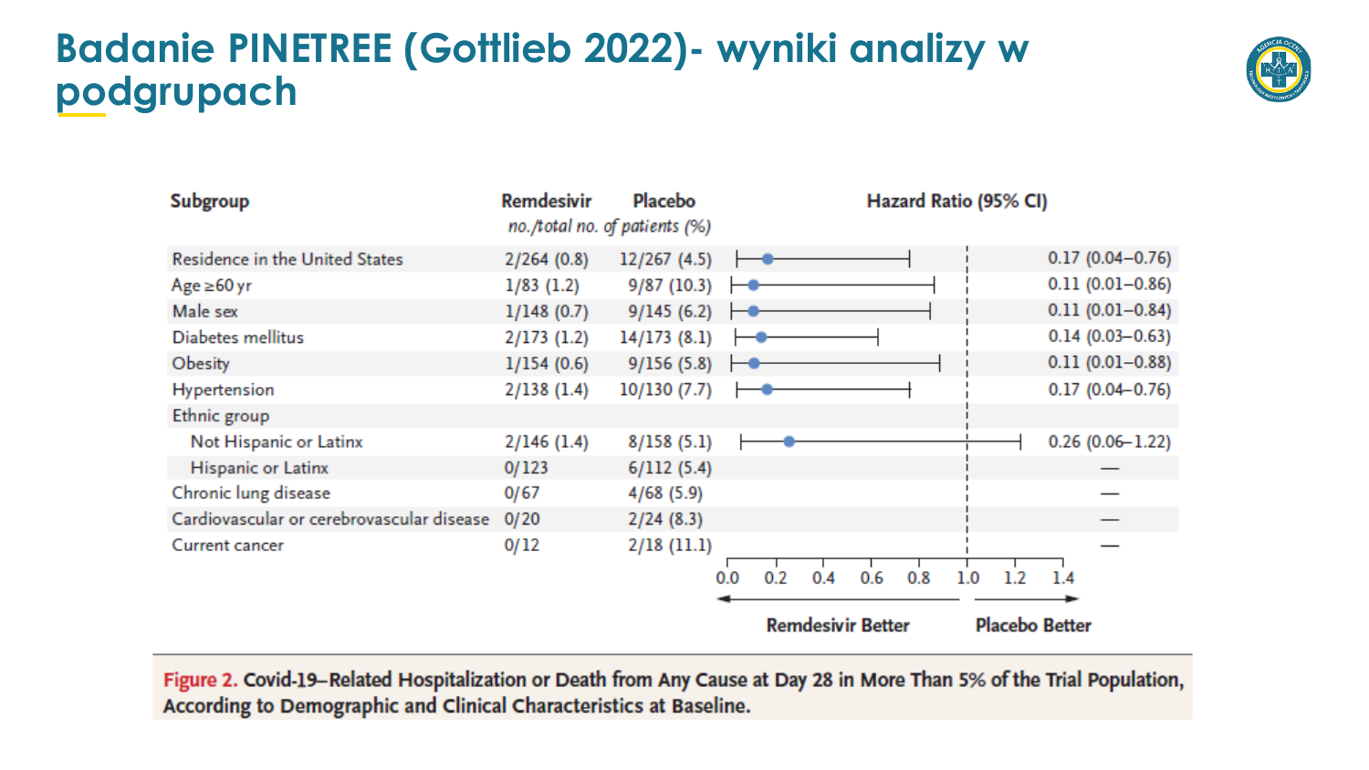# Badanie PINETREE (Gottlieb 2022)- wyniki analizy w podgrupach

| Subgroup | Remdesivir | Placebo | Hazard Ratio (95% CI) |
|---|---|---|---|
| | *no./total no. of patients (%)* | | |
| Residence in the United States | 2/264 (0.8) | 12/267 (4.5) | 0.17 (0.04–0.76) |
| Age ≥60 yr | 1/83 (1.2) | 9/87 (10.3) | 0.11 (0.01–0.86) |
| Male sex | 1/148 (0.7) | 9/145 (6.2) | 0.11 (0.01–0.84) |
| Diabetes mellitus | 2/173 (1.2) | 14/173 (8.1) | 0.14 (0.03–0.63) |
| Obesity | 1/154 (0.6) | 9/156 (5.8) | 0.11 (0.01–0.88) |
| Hypertension | 2/138 (1.4) | 10/130 (7.7) | 0.17 (0.04–0.76) |
| Ethnic group | | | |
| Not Hispanic or Latinx | 2/146 (1.4) | 8/158 (5.1) | 0.26 (0.06–1.22) |
| Hispanic or Latinx | 0/123 | 6/112 (5.4) | — |
| Chronic lung disease | 0/67 | 4/68 (5.9) | — |
| Cardiovascular or cerebrovascular disease | 0/20 | 2/24 (8.3) | — |
| Current cancer | 0/12 | 2/18 (11.1) | — |

Remdesivir Better ← → Placebo Better

**Figure 2. Covid-19–Related Hospitalization or Death from Any Cause at Day 28 in More Than 5% of the Trial Population, According to Demographic and Clinical Characteristics at Baseline.**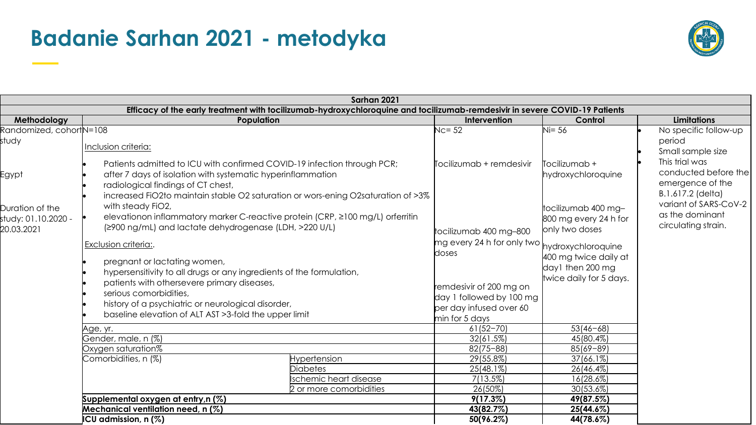# Badanie Sarhan 2021 - metodyka

| Sarhan 2021 | | | | | |
|---|---|---|---|---|---|
| **Efficacy of the early treatment with tocilizumab-hydroxychloroquine and tocilizumab-remdesivir in severe COVID-19 Patients** | | | | | |
| **Methodology** | **Population** | | **Intervention** | **Control** | **Limitations** |
| Randomized, cohort study<br><br>Egypt<br><br>Duration of the study: 01.10.2020 - 20.03.2021 | N=108<br><br>Inclusion criteria:<br>• Patients admitted to ICU with confirmed COVID-19 infection through PCR;<br>• after 7 days of isolation with systematic hyperinflammation<br>• radiological findings of CT chest,<br>• increased FiO2to maintain stable O2 saturation or wors-ening O2saturation of >3% with steady FiO2,<br>• elevationon inflammatory marker C-reactive protein (CRP, ≥100 mg/L) orferritin (≥900 ng/mL) and lactate dehydrogenase (LDH, >220 U/L)<br><br>Exclusion criteria:.<br>• pregnant or lactating women,<br>• hypersensitivity to all drugs or any ingredients of the formulation,<br>• patients with othersevere primary diseases,<br>• serious comorbidities,<br>• history of a psychiatric or neurological disorder,<br>• baseline elevation of ALT AST >3-fold the upper limit | | Nc= 52<br><br>Tocilizumab + remdesivir<br><br>tocilizumab 400 mg–800 mg every 24 h for only two doses<br><br>remdesivir of 200 mg on day 1 followed by 100 mg per day infused over 60 min for 5 days | Ni= 56<br><br>Tocilizumab + hydroxychloroquine<br><br>tocilizumab 400 mg–800 mg every 24 h for only two doses<br><br>hydroxychloroquine 400 mg twice daily at day1 then 200 mg twice daily for 5 days. | • No specific follow-up period<br>• Small sample size<br>• This trial was conducted before the emergence of the B.1.617.2 (delta) variant of SARS-CoV-2 as the dominant circulating strain. |
| | Age, yr. | | 61(52–70) | 53(46–68) | |
| | Gender, male, n (%) | | 32(61.5%) | 45(80.4%) | |
| | Oxygen saturation% | | 82(75–88) | 85(69–89) | |
| | Comorbidities, n (%) | Hypertension | 29(55.8%) | 37(66.1%) | |
| | | Diabetes | 25(48.1%) | 26(46.4%) | |
| | | Ischemic heart disease | 7(13.5%) | 16(28.6%) | |
| | | 2 or more comorbidities | 26(50%) | 30(53.6%) | |
| | **Supplemental oxygen at entry,n (%)** | | **9(17.3%)** | **49(87.5%)** | |
| | **Mechanical ventilation need, n (%)** | | **43(82.7%)** | **25(44.6%)** | |
| | **ICU admission, n (%)** | | **50(96.2%)** | **44(78.6%)** | |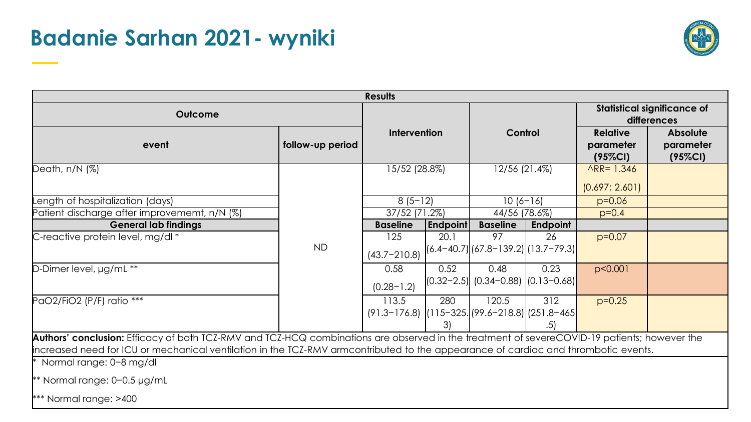# Badanie Sarhan 2021- wyniki

| Results | | | | | | | |
|---|---|---|---|---|---|---|---|
| Outcome | | Intervention | | Control | | Statistical significance of differences | |
| event | follow-up period | | | | | Relative parameter (95%CI) | Absolute parameter (95%CI) |
| Death, n/N (%) | ND | 15/52 (28.8%) | | 12/56 (21.4%) | | ^RR= 1.346 (0.697; 2.601) | |
| Length of hospitalization (days) | | 8 (5–12) | | 10 (6–16) | | p=0.06 | |
| Patient discharge after improvememt, n/N (%) | | 37/52 (71.2%) | | 44/56 (78.6%) | | p=0.4 | |
| **General lab findings** | | **Baseline** | **Endpoint** | **Baseline** | **Endpoint** | | |
| C-reactive protein level, mg/dl * | | 125 (43.7–210.8) | 20.1 (6.4–40.7) | 97 (67.8–139.2) | 26 (13.7–79.3) | p=0.07 | |
| D-Dimer level, µg/mL ** | | 0.58 (0.28–1.2) | 0.52 (0.32–2.5) | 0.48 (0.34–0.88) | 0.23 (0.13–0.68) | p<0.001 | |
| PaO2/FiO2 (P/F) ratio *** | | 113.5 (91.3–176.8) | 280 (115–325.3) | 120.5 (99.6–218.8) | 312 (251.8–465.5) | p=0.25 | |

**Authors' conclusion:** Efficacy of both TCZ-RMV and TCZ-HCQ combinations are observed in the treatment of severeCOVID-19 patients; however the increased need for ICU or mechanical ventilation in the TCZ-RMV armcontributed to the appearance of cardiac and thrombotic events.

* Normal range: 0–8 mg/dl

** Normal range: 0–0.5 µg/mL

*** Normal range: >400